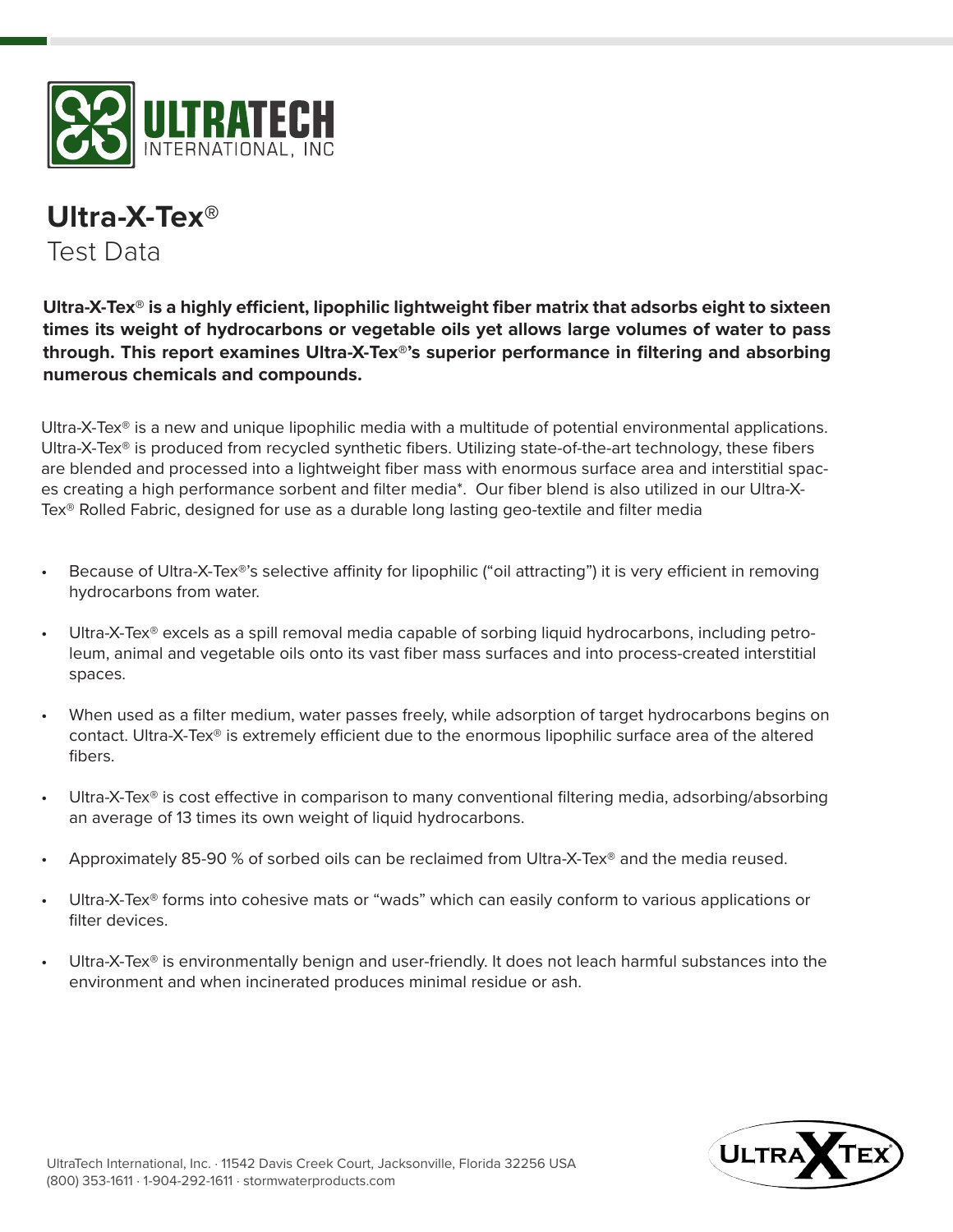# Ultra-X-Tex®

## Test Data

**Ultra-X-Tex® is a highly efficient, lipophilic lightweight fiber matrix that adsorbs eight to sixteen times its weight of hydrocarbons or vegetable oils yet allows large volumes of water to pass through. This report examines Ultra-X-Tex®'s superior performance in filtering and absorbing numerous chemicals and compounds.**

Ultra-X-Tex® is a new and unique lipophilic media with a multitude of potential environmental applications. Ultra-X-Tex® is produced from recycled synthetic fibers. Utilizing state-of-the-art technology, these fibers are blended and processed into a lightweight fiber mass with enormous surface area and interstitial spaces creating a high performance sorbent and filter media*. Our fiber blend is also utilized in our Ultra-X-Tex® Rolled Fabric, designed for use as a durable long lasting geo-textile and filter media

- Because of Ultra-X-Tex®'s selective affinity for lipophilic ("oil attracting") it is very efficient in removing hydrocarbons from water.
- Ultra-X-Tex® excels as a spill removal media capable of sorbing liquid hydrocarbons, including petroleum, animal and vegetable oils onto its vast fiber mass surfaces and into process-created interstitial spaces.
- When used as a filter medium, water passes freely, while adsorption of target hydrocarbons begins on contact. Ultra-X-Tex® is extremely efficient due to the enormous lipophilic surface area of the altered fibers.
- Ultra-X-Tex® is cost effective in comparison to many conventional filtering media, adsorbing/absorbing an average of 13 times its own weight of liquid hydrocarbons.
- Approximately 85-90 % of sorbed oils can be reclaimed from Ultra-X-Tex® and the media reused.
- Ultra-X-Tex® forms into cohesive mats or "wads" which can easily conform to various applications or filter devices.
- Ultra-X-Tex® is environmentally benign and user-friendly. It does not leach harmful substances into the environment and when incinerated produces minimal residue or ash.

UltraTech International, Inc. · 11542 Davis Creek Court, Jacksonville, Florida 32256 USA
(800) 353-1611 · 1-904-292-1611 · stormwaterproducts.com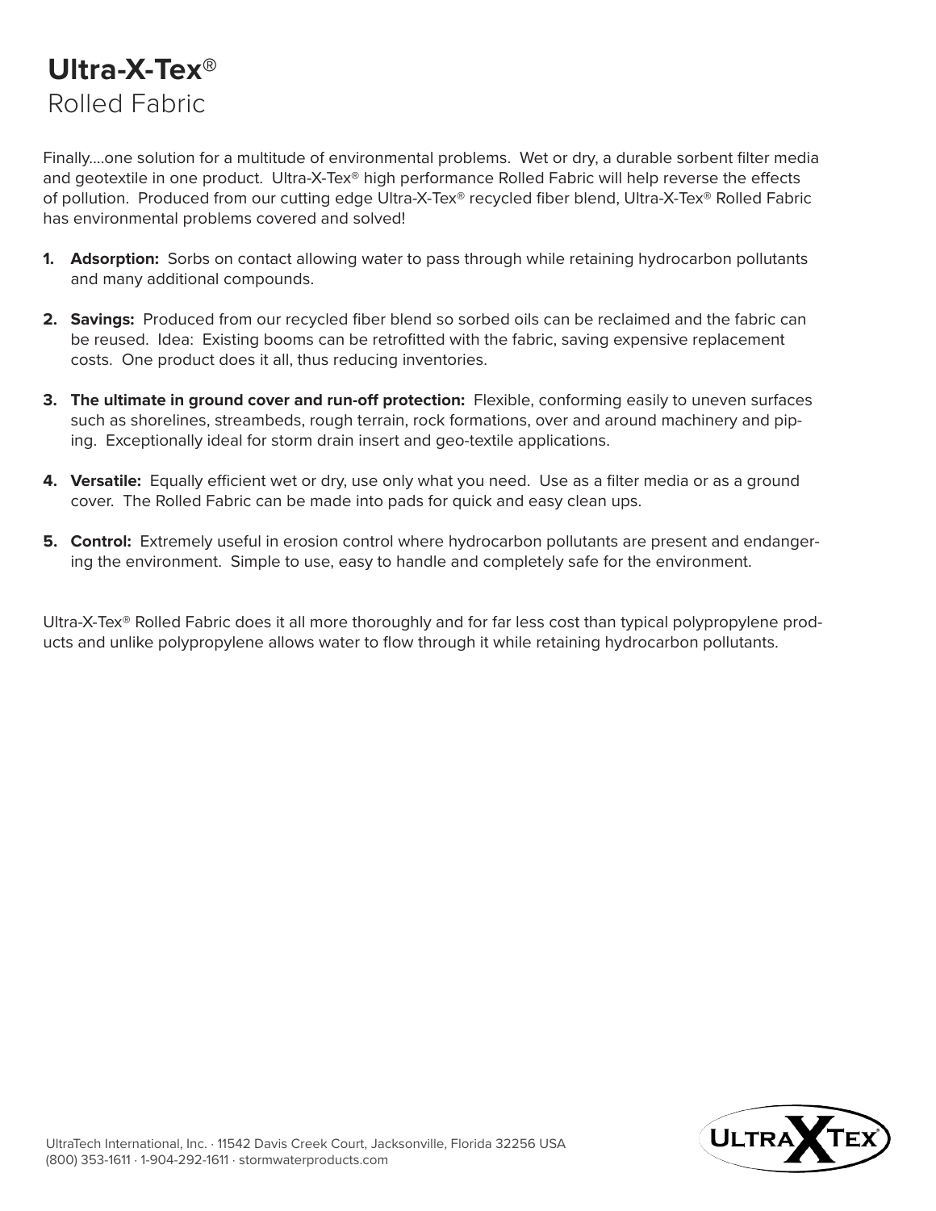# Ultra-X-Tex®

## Rolled Fabric

Finally....one solution for a multitude of environmental problems. Wet or dry, a durable sorbent filter media and geotextile in one product. Ultra-X-Tex® high performance Rolled Fabric will help reverse the effects of pollution. Produced from our cutting edge Ultra-X-Tex® recycled fiber blend, Ultra-X-Tex® Rolled Fabric has environmental problems covered and solved!

1. **Adsorption:** Sorbs on contact allowing water to pass through while retaining hydrocarbon pollutants and many additional compounds.
2. **Savings:** Produced from our recycled fiber blend so sorbed oils can be reclaimed and the fabric can be reused. Idea: Existing booms can be retrofitted with the fabric, saving expensive replacement costs. One product does it all, thus reducing inventories.
3. **The ultimate in ground cover and run-off protection:** Flexible, conforming easily to uneven surfaces such as shorelines, streambeds, rough terrain, rock formations, over and around machinery and piping. Exceptionally ideal for storm drain insert and geo-textile applications.
4. **Versatile:** Equally efficient wet or dry, use only what you need. Use as a filter media or as a ground cover. The Rolled Fabric can be made into pads for quick and easy clean ups.
5. **Control:** Extremely useful in erosion control where hydrocarbon pollutants are present and endangering the environment. Simple to use, easy to handle and completely safe for the environment.

Ultra-X-Tex® Rolled Fabric does it all more thoroughly and for far less cost than typical polypropylene products and unlike polypropylene allows water to flow through it while retaining hydrocarbon pollutants.

UltraTech International, Inc. · 11542 Davis Creek Court, Jacksonville, Florida 32256 USA
(800) 353-1611 · 1-904-292-1611 · stormwaterproducts.com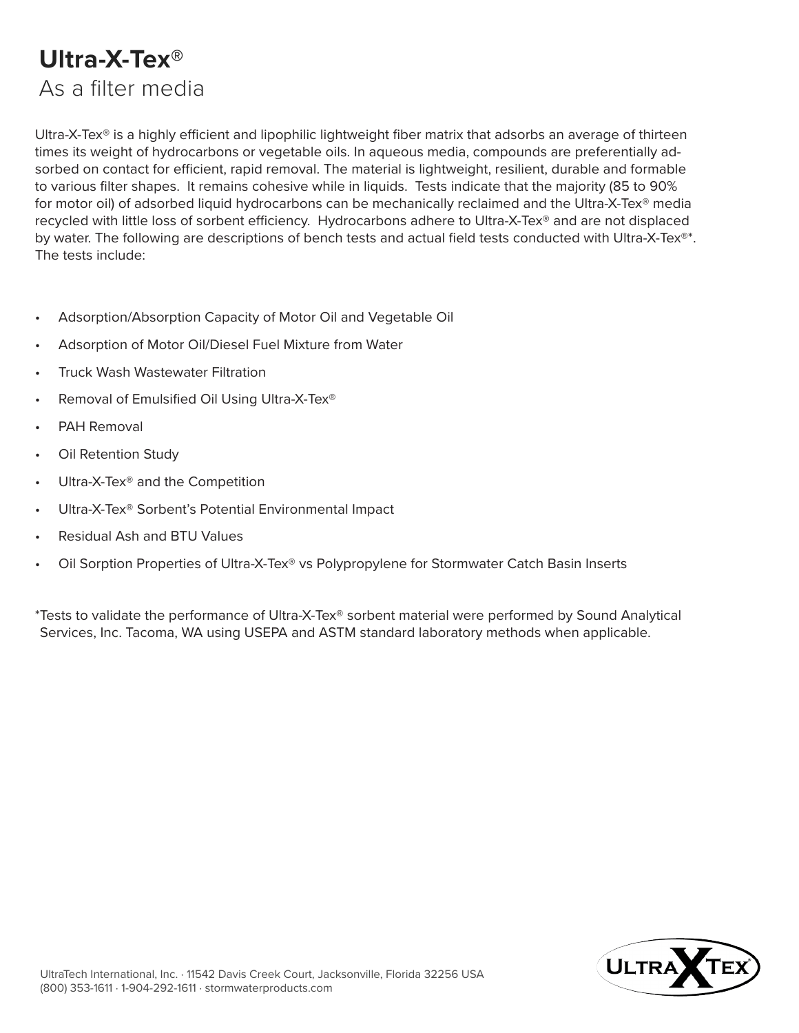# Ultra-X-Tex®

## As a filter media

Ultra-X-Tex® is a highly efficient and lipophilic lightweight fiber matrix that adsorbs an average of thirteen times its weight of hydrocarbons or vegetable oils. In aqueous media, compounds are preferentially adsorbed on contact for efficient, rapid removal. The material is lightweight, resilient, durable and formable to various filter shapes. It remains cohesive while in liquids. Tests indicate that the majority (85 to 90% for motor oil) of adsorbed liquid hydrocarbons can be mechanically reclaimed and the Ultra-X-Tex® media recycled with little loss of sorbent efficiency. Hydrocarbons adhere to Ultra-X-Tex® and are not displaced by water. The following are descriptions of bench tests and actual field tests conducted with Ultra-X-Tex®*. The tests include:

- Adsorption/Absorption Capacity of Motor Oil and Vegetable Oil
- Adsorption of Motor Oil/Diesel Fuel Mixture from Water
- Truck Wash Wastewater Filtration
- Removal of Emulsified Oil Using Ultra-X-Tex®
- PAH Removal
- Oil Retention Study
- Ultra-X-Tex® and the Competition
- Ultra-X-Tex® Sorbent's Potential Environmental Impact
- Residual Ash and BTU Values
- Oil Sorption Properties of Ultra-X-Tex® vs Polypropylene for Stormwater Catch Basin Inserts

*Tests to validate the performance of Ultra-X-Tex® sorbent material were performed by Sound Analytical Services, Inc. Tacoma, WA using USEPA and ASTM standard laboratory methods when applicable.

UltraTech International, Inc. · 11542 Davis Creek Court, Jacksonville, Florida 32256 USA
(800) 353-1611 · 1-904-292-1611 · stormwaterproducts.com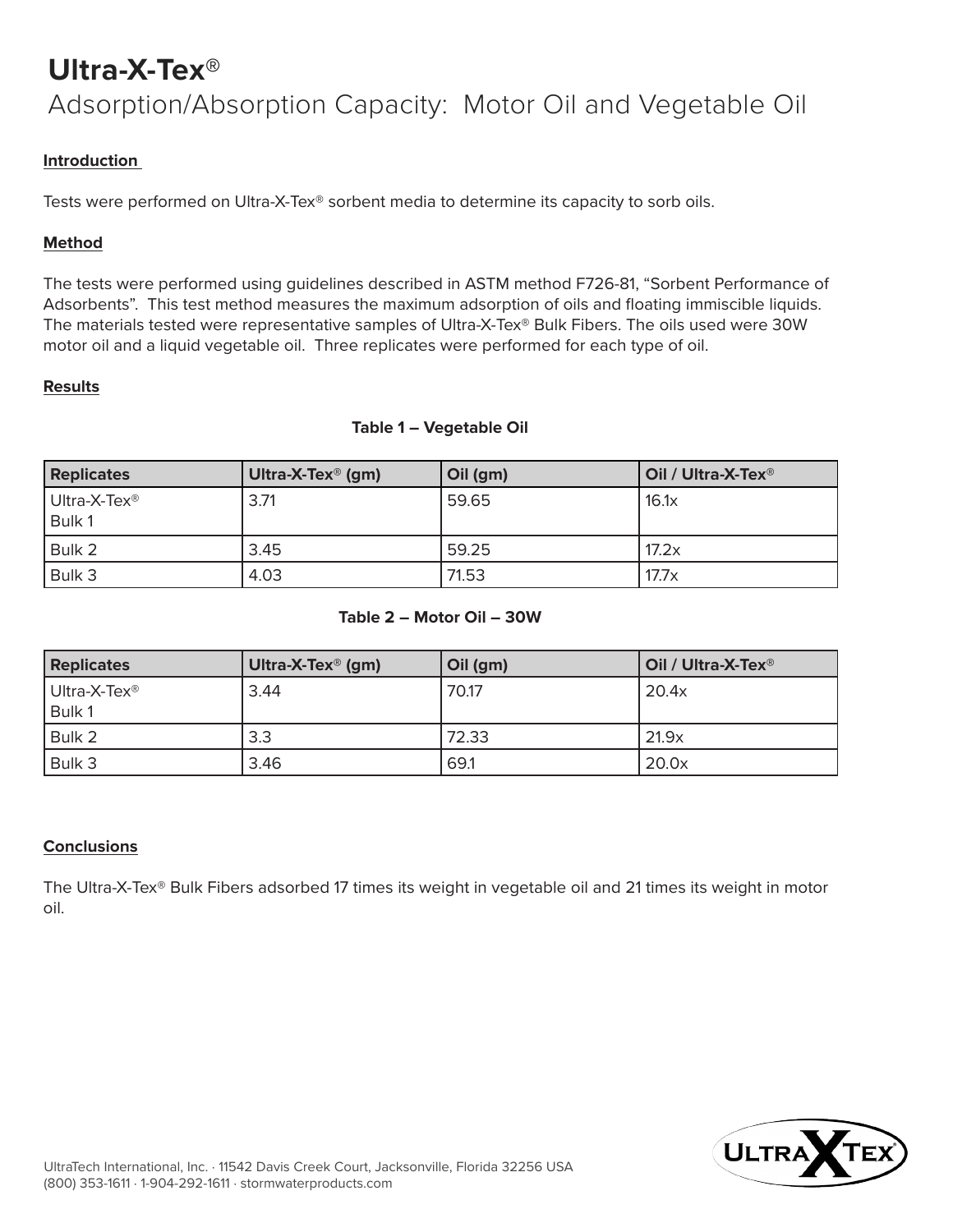# Ultra-X-Tex®

## Adsorption/Absorption Capacity: Motor Oil and Vegetable Oil

**Introduction**

Tests were performed on Ultra-X-Tex® sorbent media to determine its capacity to sorb oils.

**Method**

The tests were performed using guidelines described in ASTM method F726-81, "Sorbent Performance of Adsorbents". This test method measures the maximum adsorption of oils and floating immiscible liquids. The materials tested were representative samples of Ultra-X-Tex® Bulk Fibers. The oils used were 30W motor oil and a liquid vegetable oil. Three replicates were performed for each type of oil.

**Results**

**Table 1 – Vegetable Oil**

| Replicates | Ultra-X-Tex® (gm) | Oil (gm) | Oil / Ultra-X-Tex® |
|---|---|---|---|
| Ultra-X-Tex® Bulk 1 | 3.71 | 59.65 | 16.1x |
| Bulk 2 | 3.45 | 59.25 | 17.2x |
| Bulk 3 | 4.03 | 71.53 | 17.7x |

**Table 2 – Motor Oil – 30W**

| Replicates | Ultra-X-Tex® (gm) | Oil (gm) | Oil / Ultra-X-Tex® |
|---|---|---|---|
| Ultra-X-Tex® Bulk 1 | 3.44 | 70.17 | 20.4x |
| Bulk 2 | 3.3 | 72.33 | 21.9x |
| Bulk 3 | 3.46 | 69.1 | 20.0x |

**Conclusions**

The Ultra-X-Tex® Bulk Fibers adsorbed 17 times its weight in vegetable oil and 21 times its weight in motor oil.

UltraTech International, Inc. · 11542 Davis Creek Court, Jacksonville, Florida 32256 USA
(800) 353-1611 · 1-904-292-1611 · stormwaterproducts.com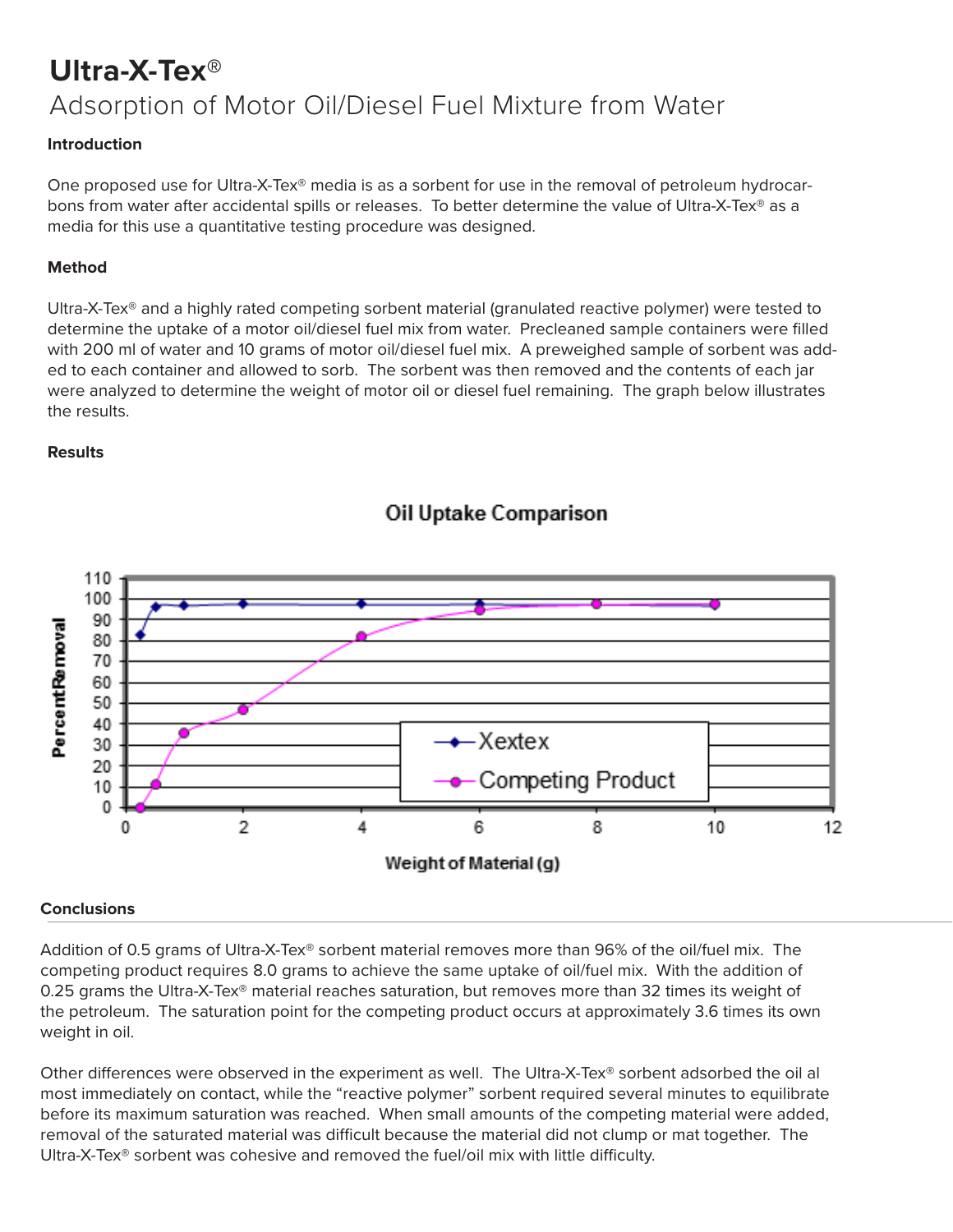# Ultra-X-Tex®

## Adsorption of Motor Oil/Diesel Fuel Mixture from Water

### Introduction

One proposed use for Ultra-X-Tex® media is as a sorbent for use in the removal of petroleum hydrocarbons from water after accidental spills or releases. To better determine the value of Ultra-X-Tex® as a media for this use a quantitative testing procedure was designed.

### Method

Ultra-X-Tex® and a highly rated competing sorbent material (granulated reactive polymer) were tested to determine the uptake of a motor oil/diesel fuel mix from water. Precleaned sample containers were filled with 200 ml of water and 10 grams of motor oil/diesel fuel mix. A preweighed sample of sorbent was added to each container and allowed to sorb. The sorbent was then removed and the contents of each jar were analyzed to determine the weight of motor oil or diesel fuel remaining. The graph below illustrates the results.

### Results

**Oil Uptake Comparison**

Percent Removal vs. Weight of Material (g) — Xextex; Competing Product

### Conclusions

Addition of 0.5 grams of Ultra-X-Tex® sorbent material removes more than 96% of the oil/fuel mix. The competing product requires 8.0 grams to achieve the same uptake of oil/fuel mix. With the addition of 0.25 grams the Ultra-X-Tex® material reaches saturation, but removes more than 32 times its weight of the petroleum. The saturation point for the competing product occurs at approximately 3.6 times its own weight in oil.

Other differences were observed in the experiment as well. The Ultra-X-Tex® sorbent adsorbed the oil almost immediately on contact, while the "reactive polymer" sorbent required several minutes to equilibrate before its maximum saturation was reached. When small amounts of the competing material were added, removal of the saturated material was difficult because the material did not clump or mat together. The Ultra-X-Tex® sorbent was cohesive and removed the fuel/oil mix with little difficulty.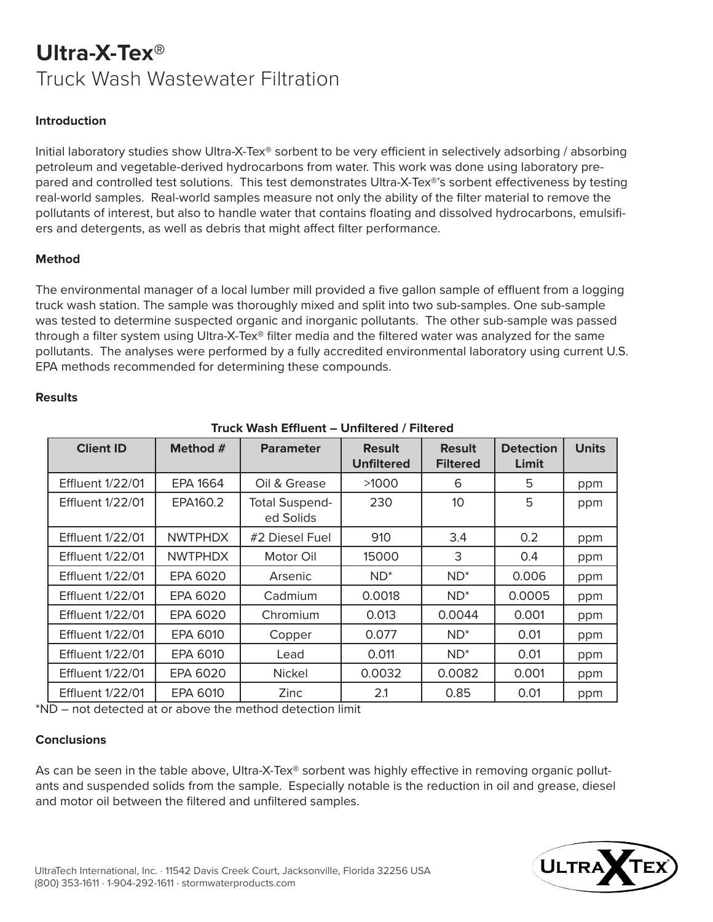# Ultra-X-Tex®

## Truck Wash Wastewater Filtration

### Introduction

Initial laboratory studies show Ultra-X-Tex® sorbent to be very efficient in selectively adsorbing / absorbing petroleum and vegetable-derived hydrocarbons from water. This work was done using laboratory prepared and controlled test solutions. This test demonstrates Ultra-X-Tex®'s sorbent effectiveness by testing real-world samples. Real-world samples measure not only the ability of the filter material to remove the pollutants of interest, but also to handle water that contains floating and dissolved hydrocarbons, emulsifiers and detergents, as well as debris that might affect filter performance.

### Method

The environmental manager of a local lumber mill provided a five gallon sample of effluent from a logging truck wash station. The sample was thoroughly mixed and split into two sub-samples. One sub-sample was tested to determine suspected organic and inorganic pollutants. The other sub-sample was passed through a filter system using Ultra-X-Tex® filter media and the filtered water was analyzed for the same pollutants. The analyses were performed by a fully accredited environmental laboratory using current U.S. EPA methods recommended for determining these compounds.

### Results

**Truck Wash Effluent – Unfiltered / Filtered**

| Client ID | Method # | Parameter | Result Unfiltered | Result Filtered | Detection Limit | Units |
|---|---|---|---|---|---|---|
| Effluent 1/22/01 | EPA 1664 | Oil & Grease | >1000 | 6 | 5 | ppm |
| Effluent 1/22/01 | EPA160.2 | Total Suspended Solids | 230 | 10 | 5 | ppm |
| Effluent 1/22/01 | NWTPHDX | #2 Diesel Fuel | 910 | 3.4 | 0.2 | ppm |
| Effluent 1/22/01 | NWTPHDX | Motor Oil | 15000 | 3 | 0.4 | ppm |
| Effluent 1/22/01 | EPA 6020 | Arsenic | ND* | ND* | 0.006 | ppm |
| Effluent 1/22/01 | EPA 6020 | Cadmium | 0.0018 | ND* | 0.0005 | ppm |
| Effluent 1/22/01 | EPA 6020 | Chromium | 0.013 | 0.0044 | 0.001 | ppm |
| Effluent 1/22/01 | EPA 6010 | Copper | 0.077 | ND* | 0.01 | ppm |
| Effluent 1/22/01 | EPA 6010 | Lead | 0.011 | ND* | 0.01 | ppm |
| Effluent 1/22/01 | EPA 6020 | Nickel | 0.0032 | 0.0082 | 0.001 | ppm |
| Effluent 1/22/01 | EPA 6010 | Zinc | 2.1 | 0.85 | 0.01 | ppm |

*ND – not detected at or above the method detection limit

### Conclusions

As can be seen in the table above, Ultra-X-Tex® sorbent was highly effective in removing organic pollutants and suspended solids from the sample. Especially notable is the reduction in oil and grease, diesel and motor oil between the filtered and unfiltered samples.

UltraTech International, Inc. · 11542 Davis Creek Court, Jacksonville, Florida 32256 USA
(800) 353-1611 · 1-904-292-1611 · stormwaterproducts.com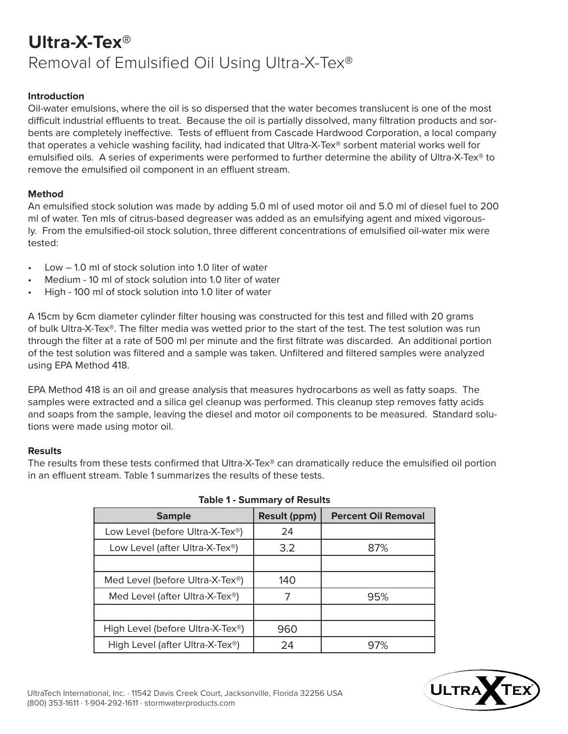# Ultra-X-Tex®

## Removal of Emulsified Oil Using Ultra-X-Tex®

### Introduction

Oil-water emulsions, where the oil is so dispersed that the water becomes translucent is one of the most difficult industrial effluents to treat. Because the oil is partially dissolved, many filtration products and sorbents are completely ineffective. Tests of effluent from Cascade Hardwood Corporation, a local company that operates a vehicle washing facility, had indicated that Ultra-X-Tex® sorbent material works well for emulsified oils. A series of experiments were performed to further determine the ability of Ultra-X-Tex® to remove the emulsified oil component in an effluent stream.

### Method

An emulsified stock solution was made by adding 5.0 ml of used motor oil and 5.0 ml of diesel fuel to 200 ml of water. Ten mls of citrus-based degreaser was added as an emulsifying agent and mixed vigorously. From the emulsified-oil stock solution, three different concentrations of emulsified oil-water mix were tested:

- Low – 1.0 ml of stock solution into 1.0 liter of water
- Medium - 10 ml of stock solution into 1.0 liter of water
- High - 100 ml of stock solution into 1.0 liter of water

A 15cm by 6cm diameter cylinder filter housing was constructed for this test and filled with 20 grams of bulk Ultra-X-Tex®. The filter media was wetted prior to the start of the test. The test solution was run through the filter at a rate of 500 ml per minute and the first filtrate was discarded. An additional portion of the test solution was filtered and a sample was taken. Unfiltered and filtered samples were analyzed using EPA Method 418.

EPA Method 418 is an oil and grease analysis that measures hydrocarbons as well as fatty soaps. The samples were extracted and a silica gel cleanup was performed. This cleanup step removes fatty acids and soaps from the sample, leaving the diesel and motor oil components to be measured. Standard solutions were made using motor oil.

### Results

The results from these tests confirmed that Ultra-X-Tex® can dramatically reduce the emulsified oil portion in an effluent stream. Table 1 summarizes the results of these tests.

**Table 1 - Summary of Results**

| Sample | Result (ppm) | Percent Oil Removal |
|---|---|---|
| Low Level (before Ultra-X-Tex®) | 24 | |
| Low Level (after Ultra-X-Tex®) | 3.2 | 87% |
| | | |
| Med Level (before Ultra-X-Tex®) | 140 | |
| Med Level (after Ultra-X-Tex®) | 7 | 95% |
| | | |
| High Level (before Ultra-X-Tex®) | 960 | |
| High Level (after Ultra-X-Tex®) | 24 | 97% |

UltraTech International, Inc. · 11542 Davis Creek Court, Jacksonville, Florida 32256 USA
(800) 353-1611 · 1-904-292-1611 · stormwaterproducts.com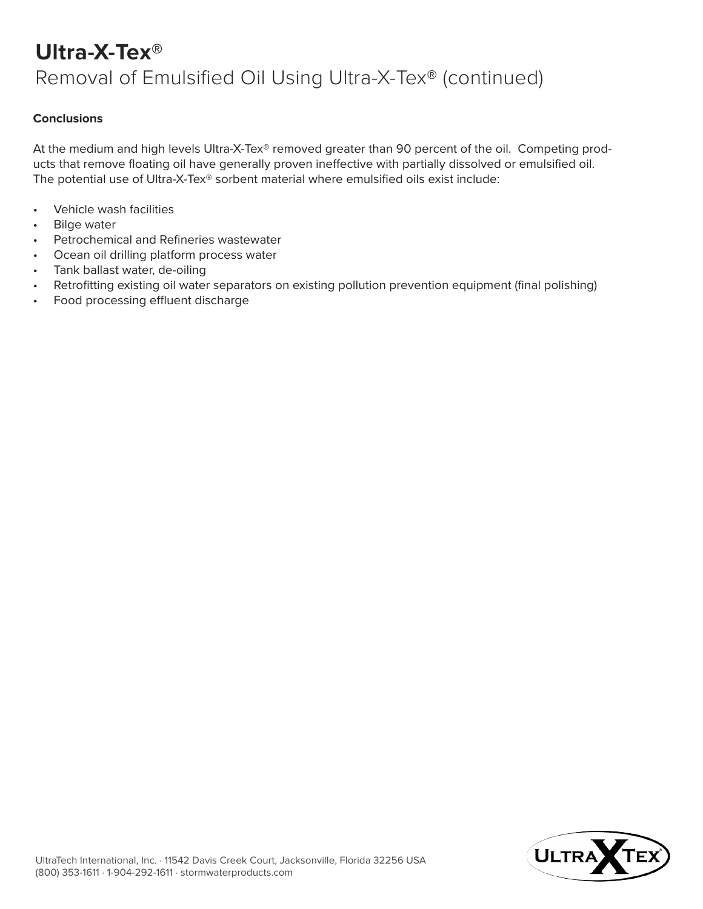# Ultra-X-Tex®

## Removal of Emulsified Oil Using Ultra-X-Tex® (continued)

**Conclusions**

At the medium and high levels Ultra-X-Tex® removed greater than 90 percent of the oil. Competing products that remove floating oil have generally proven ineffective with partially dissolved or emulsified oil. The potential use of Ultra-X-Tex® sorbent material where emulsified oils exist include:

- Vehicle wash facilities
- Bilge water
- Petrochemical and Refineries wastewater
- Ocean oil drilling platform process water
- Tank ballast water, de-oiling
- Retrofitting existing oil water separators on existing pollution prevention equipment (final polishing)
- Food processing effluent discharge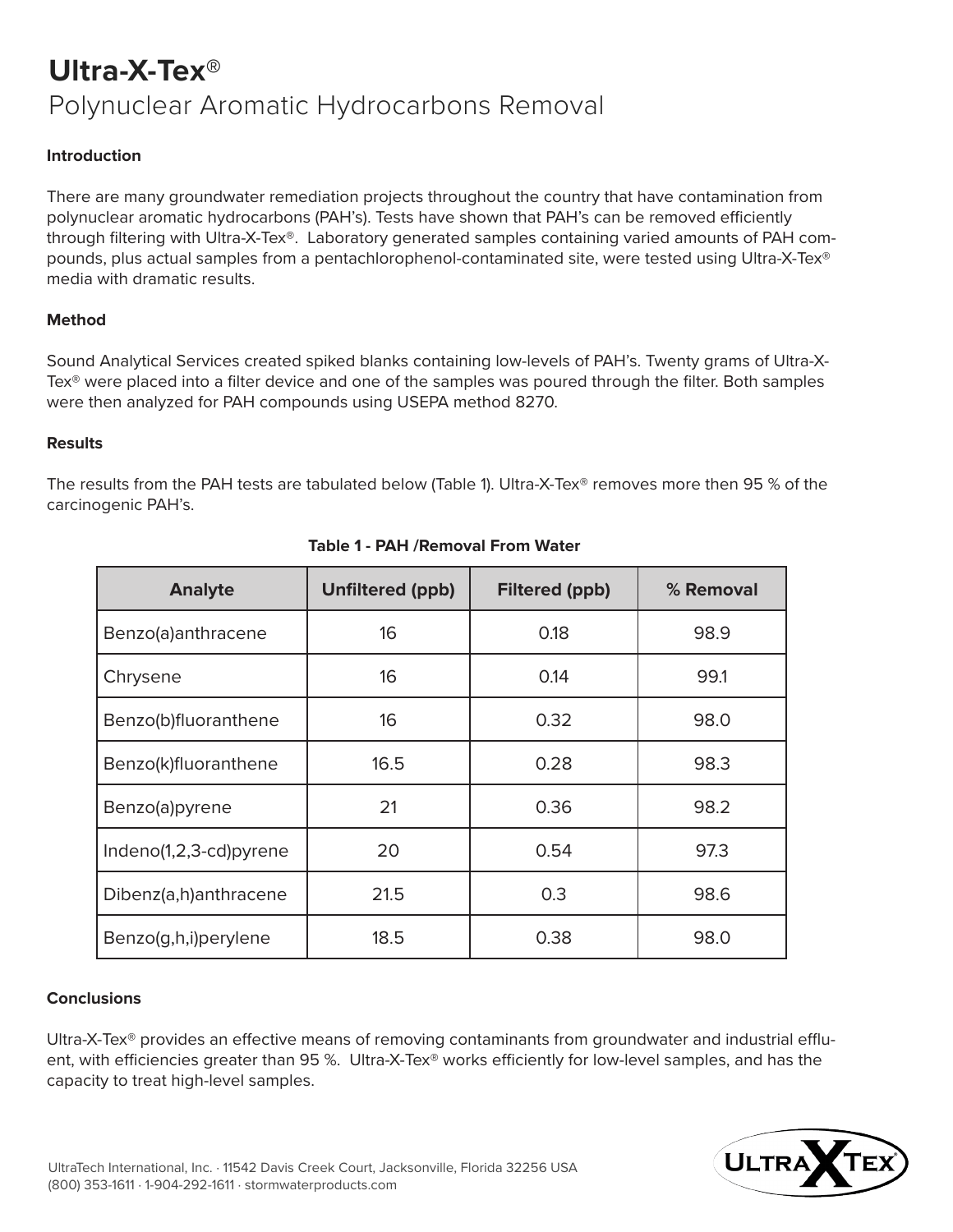# Ultra-X-Tex®

## Polynuclear Aromatic Hydrocarbons Removal

### Introduction

There are many groundwater remediation projects throughout the country that have contamination from polynuclear aromatic hydrocarbons (PAH's). Tests have shown that PAH's can be removed efficiently through filtering with Ultra-X-Tex®. Laboratory generated samples containing varied amounts of PAH compounds, plus actual samples from a pentachlorophenol-contaminated site, were tested using Ultra-X-Tex® media with dramatic results.

### Method

Sound Analytical Services created spiked blanks containing low-levels of PAH's. Twenty grams of Ultra-X-Tex® were placed into a filter device and one of the samples was poured through the filter. Both samples were then analyzed for PAH compounds using USEPA method 8270.

### Results

The results from the PAH tests are tabulated below (Table 1). Ultra-X-Tex® removes more then 95 % of the carcinogenic PAH's.

**Table 1 - PAH /Removal From Water**

| Analyte | Unfiltered (ppb) | Filtered (ppb) | % Removal |
|---|---|---|---|
| Benzo(a)anthracene | 16 | 0.18 | 98.9 |
| Chrysene | 16 | 0.14 | 99.1 |
| Benzo(b)fluoranthene | 16 | 0.32 | 98.0 |
| Benzo(k)fluoranthene | 16.5 | 0.28 | 98.3 |
| Benzo(a)pyrene | 21 | 0.36 | 98.2 |
| Indeno(1,2,3-cd)pyrene | 20 | 0.54 | 97.3 |
| Dibenz(a,h)anthracene | 21.5 | 0.3 | 98.6 |
| Benzo(g,h,i)perylene | 18.5 | 0.38 | 98.0 |

### Conclusions

Ultra-X-Tex® provides an effective means of removing contaminants from groundwater and industrial effluent, with efficiencies greater than 95 %. Ultra-X-Tex® works efficiently for low-level samples, and has the capacity to treat high-level samples.

UltraTech International, Inc. · 11542 Davis Creek Court, Jacksonville, Florida 32256 USA
(800) 353-1611 · 1-904-292-1611 · stormwaterproducts.com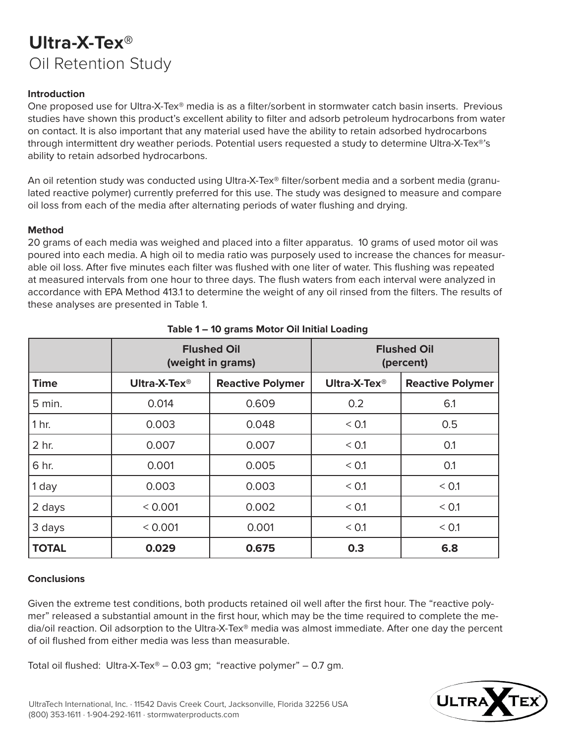# Ultra-X-Tex®

## Oil Retention Study

**Introduction**

One proposed use for Ultra-X-Tex® media is as a filter/sorbent in stormwater catch basin inserts. Previous studies have shown this product's excellent ability to filter and adsorb petroleum hydrocarbons from water on contact. It is also important that any material used have the ability to retain adsorbed hydrocarbons through intermittent dry weather periods. Potential users requested a study to determine Ultra-X-Tex®'s ability to retain adsorbed hydrocarbons.

An oil retention study was conducted using Ultra-X-Tex® filter/sorbent media and a sorbent media (granulated reactive polymer) currently preferred for this use. The study was designed to measure and compare oil loss from each of the media after alternating periods of water flushing and drying.

**Method**

20 grams of each media was weighed and placed into a filter apparatus. 10 grams of used motor oil was poured into each media. A high oil to media ratio was purposely used to increase the chances for measurable oil loss. After five minutes each filter was flushed with one liter of water. This flushing was repeated at measured intervals from one hour to three days. The flush waters from each interval were analyzed in accordance with EPA Method 413.1 to determine the weight of any oil rinsed from the filters. The results of these analyses are presented in Table 1.

**Table 1 – 10 grams Motor Oil Initial Loading**

| | Flushed Oil (weight in grams) | | Flushed Oil (percent) | |
|---|---|---|---|---|
| **Time** | **Ultra-X-Tex®** | **Reactive Polymer** | **Ultra-X-Tex®** | **Reactive Polymer** |
| 5 min. | 0.014 | 0.609 | 0.2 | 6.1 |
| 1 hr. | 0.003 | 0.048 | < 0.1 | 0.5 |
| 2 hr. | 0.007 | 0.007 | < 0.1 | 0.1 |
| 6 hr. | 0.001 | 0.005 | < 0.1 | 0.1 |
| 1 day | 0.003 | 0.003 | < 0.1 | < 0.1 |
| 2 days | < 0.001 | 0.002 | < 0.1 | < 0.1 |
| 3 days | < 0.001 | 0.001 | < 0.1 | < 0.1 |
| **TOTAL** | **0.029** | **0.675** | **0.3** | **6.8** |

**Conclusions**

Given the extreme test conditions, both products retained oil well after the first hour. The "reactive polymer" released a substantial amount in the first hour, which may be the time required to complete the media/oil reaction. Oil adsorption to the Ultra-X-Tex® media was almost immediate. After one day the percent of oil flushed from either media was less than measurable.

Total oil flushed: Ultra-X-Tex® – 0.03 gm; "reactive polymer" – 0.7 gm.

UltraTech International, Inc. · 11542 Davis Creek Court, Jacksonville, Florida 32256 USA
(800) 353-1611 · 1-904-292-1611 · stormwaterproducts.com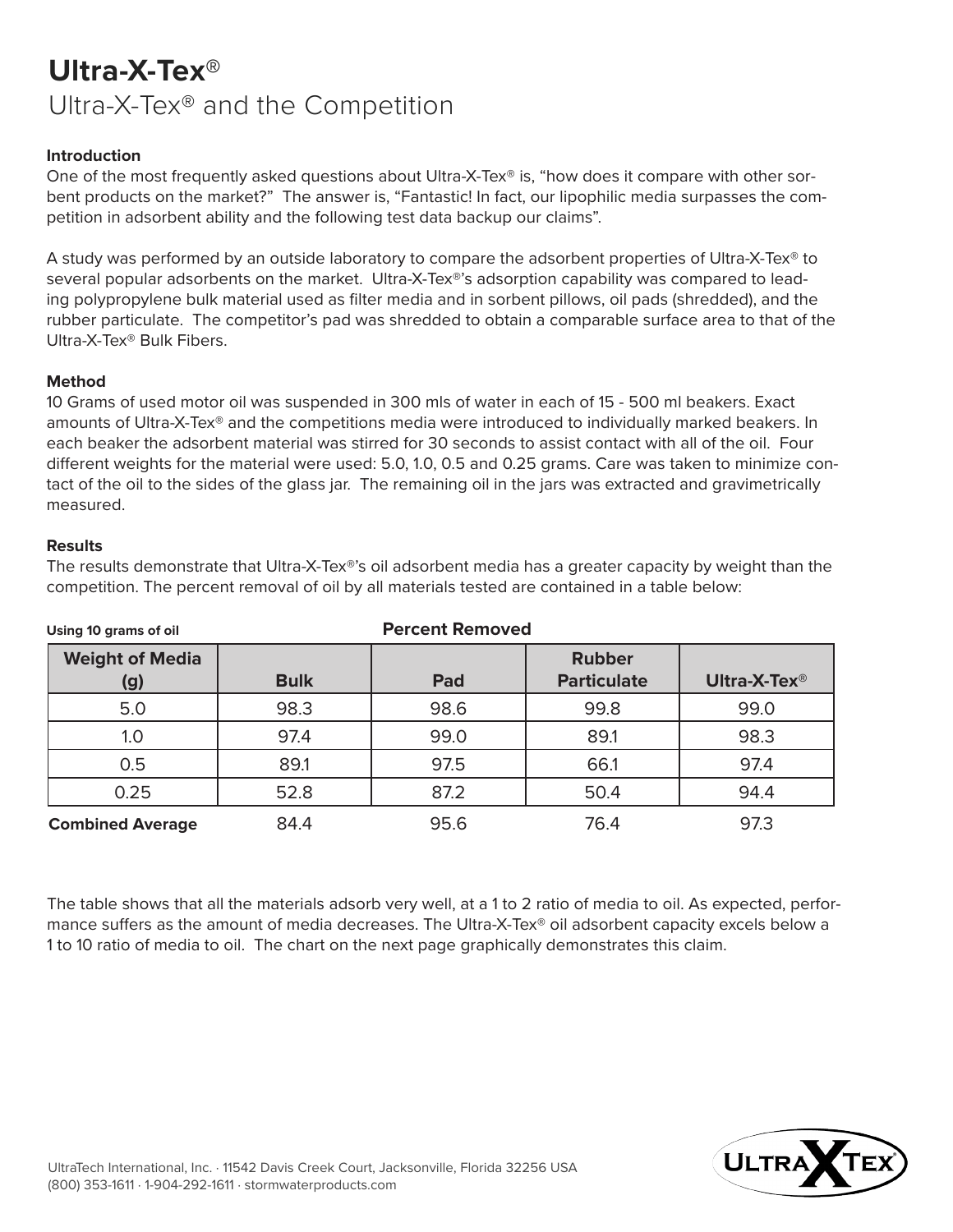# Ultra-X-Tex®

## Ultra-X-Tex® and the Competition

**Introduction**

One of the most frequently asked questions about Ultra-X-Tex® is, "how does it compare with other sorbent products on the market?" The answer is, "Fantastic! In fact, our lipophilic media surpasses the competition in adsorbent ability and the following test data backup our claims".

A study was performed by an outside laboratory to compare the adsorbent properties of Ultra-X-Tex® to several popular adsorbents on the market. Ultra-X-Tex®'s adsorption capability was compared to leading polypropylene bulk material used as filter media and in sorbent pillows, oil pads (shredded), and the rubber particulate. The competitor's pad was shredded to obtain a comparable surface area to that of the Ultra-X-Tex® Bulk Fibers.

**Method**

10 Grams of used motor oil was suspended in 300 mls of water in each of 15 - 500 ml beakers. Exact amounts of Ultra-X-Tex® and the competitions media were introduced to individually marked beakers. In each beaker the adsorbent material was stirred for 30 seconds to assist contact with all of the oil. Four different weights for the material were used: 5.0, 1.0, 0.5 and 0.25 grams. Care was taken to minimize contact of the oil to the sides of the glass jar. The remaining oil in the jars was extracted and gravimetrically measured.

**Results**

The results demonstrate that Ultra-X-Tex®'s oil adsorbent media has a greater capacity by weight than the competition. The percent removal of oil by all materials tested are contained in a table below:

**Using 10 grams of oil** — **Percent Removed**

| Weight of Media (g) | Bulk | Pad | Rubber Particulate | Ultra-X-Tex® |
|---|---|---|---|---|
| 5.0 | 98.3 | 98.6 | 99.8 | 99.0 |
| 1.0 | 97.4 | 99.0 | 89.1 | 98.3 |
| 0.5 | 89.1 | 97.5 | 66.1 | 97.4 |
| 0.25 | 52.8 | 87.2 | 50.4 | 94.4 |
| **Combined Average** | 84.4 | 95.6 | 76.4 | 97.3 |

The table shows that all the materials adsorb very well, at a 1 to 2 ratio of media to oil. As expected, performance suffers as the amount of media decreases. The Ultra-X-Tex® oil adsorbent capacity excels below a 1 to 10 ratio of media to oil. The chart on the next page graphically demonstrates this claim.

UltraTech International, Inc. · 11542 Davis Creek Court, Jacksonville, Florida 32256 USA
(800) 353-1611 · 1-904-292-1611 · stormwaterproducts.com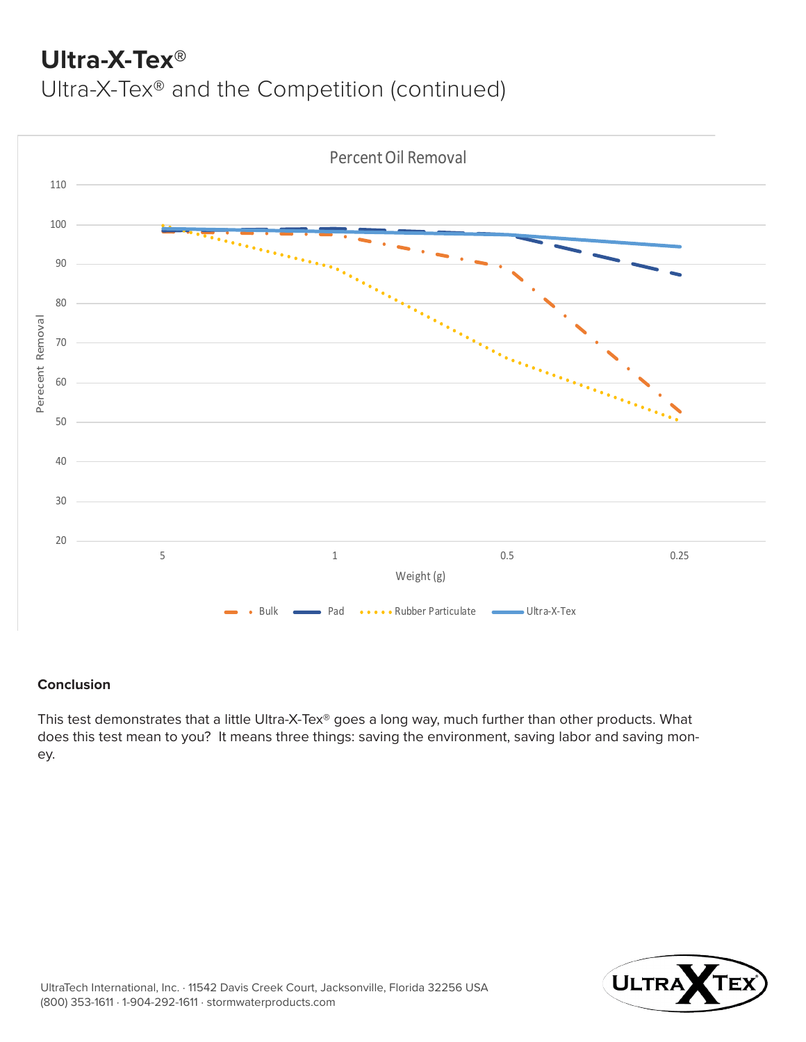# Ultra-X-Tex®

## Ultra-X-Tex® and the Competition (continued)

Percent Oil Removal

Perecent Removal

Weight (g)

Bulk · Pad · Rubber Particulate · Ultra-X-Tex

### Conclusion

This test demonstrates that a little Ultra-X-Tex® goes a long way, much further than other products. What does this test mean to you? It means three things: saving the environment, saving labor and saving money.

UltraTech International, Inc. · 11542 Davis Creek Court, Jacksonville, Florida 32256 USA
(800) 353-1611 · 1-904-292-1611 · stormwaterproducts.com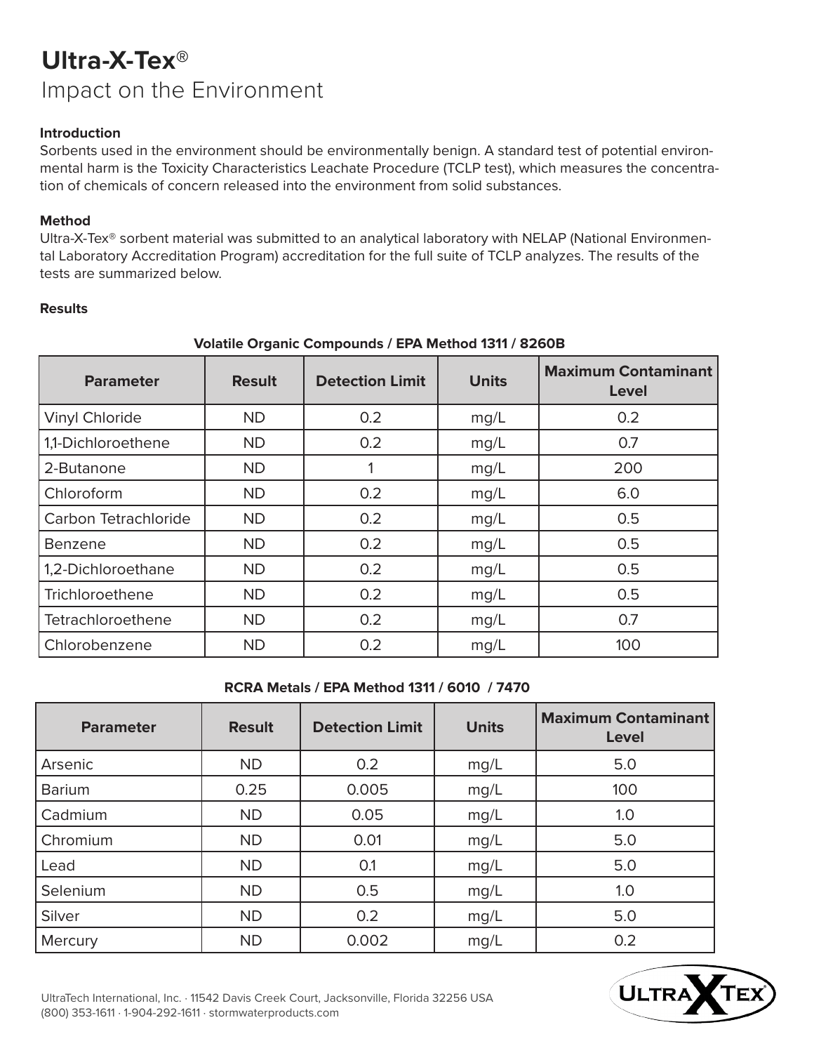# Ultra-X-Tex®

## Impact on the Environment

**Introduction**

Sorbents used in the environment should be environmentally benign. A standard test of potential environmental harm is the Toxicity Characteristics Leachate Procedure (TCLP test), which measures the concentration of chemicals of concern released into the environment from solid substances.

**Method**

Ultra-X-Tex® sorbent material was submitted to an analytical laboratory with NELAP (National Environmental Laboratory Accreditation Program) accreditation for the full suite of TCLP analyzes. The results of the tests are summarized below.

**Results**

**Volatile Organic Compounds / EPA Method 1311 / 8260B**

| Parameter | Result | Detection Limit | Units | Maximum Contaminant Level |
|---|---|---|---|---|
| Vinyl Chloride | ND | 0.2 | mg/L | 0.2 |
| 1,1-Dichloroethene | ND | 0.2 | mg/L | 0.7 |
| 2-Butanone | ND | 1 | mg/L | 200 |
| Chloroform | ND | 0.2 | mg/L | 6.0 |
| Carbon Tetrachloride | ND | 0.2 | mg/L | 0.5 |
| Benzene | ND | 0.2 | mg/L | 0.5 |
| 1,2-Dichloroethane | ND | 0.2 | mg/L | 0.5 |
| Trichloroethene | ND | 0.2 | mg/L | 0.5 |
| Tetrachloroethene | ND | 0.2 | mg/L | 0.7 |
| Chlorobenzene | ND | 0.2 | mg/L | 100 |

**RCRA Metals / EPA Method 1311 / 6010 / 7470**

| Parameter | Result | Detection Limit | Units | Maximum Contaminant Level |
|---|---|---|---|---|
| Arsenic | ND | 0.2 | mg/L | 5.0 |
| Barium | 0.25 | 0.005 | mg/L | 100 |
| Cadmium | ND | 0.05 | mg/L | 1.0 |
| Chromium | ND | 0.01 | mg/L | 5.0 |
| Lead | ND | 0.1 | mg/L | 5.0 |
| Selenium | ND | 0.5 | mg/L | 1.0 |
| Silver | ND | 0.2 | mg/L | 5.0 |
| Mercury | ND | 0.002 | mg/L | 0.2 |

UltraTech International, Inc. · 11542 Davis Creek Court, Jacksonville, Florida 32256 USA
(800) 353-1611 · 1-904-292-1611 · stormwaterproducts.com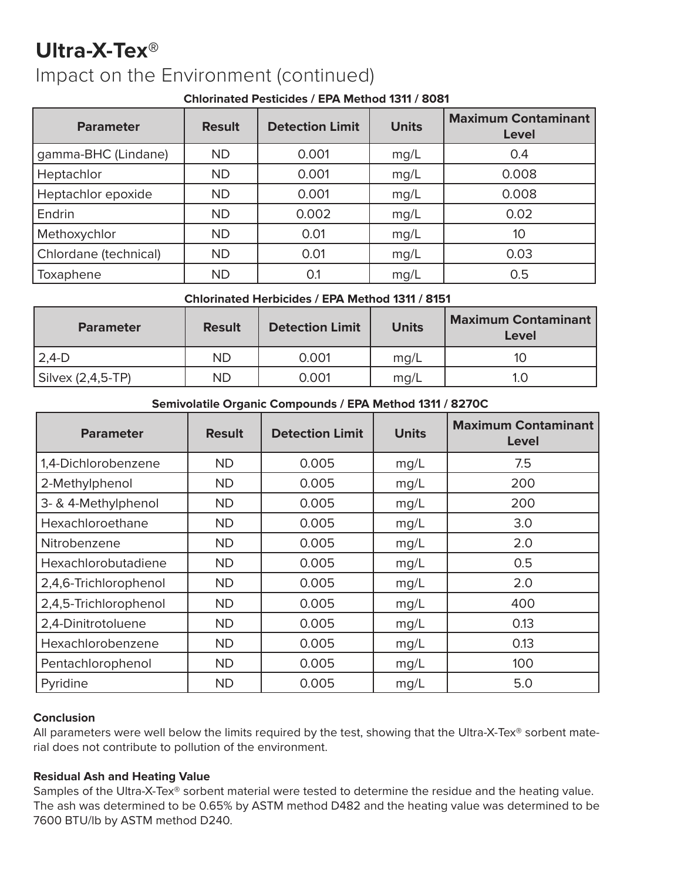# Ultra-X-Tex®

## Impact on the Environment (continued)

**Chlorinated Pesticides / EPA Method 1311 / 8081**

| Parameter | Result | Detection Limit | Units | Maximum Contaminant Level |
|---|---|---|---|---|
| gamma-BHC (Lindane) | ND | 0.001 | mg/L | 0.4 |
| Heptachlor | ND | 0.001 | mg/L | 0.008 |
| Heptachlor epoxide | ND | 0.001 | mg/L | 0.008 |
| Endrin | ND | 0.002 | mg/L | 0.02 |
| Methoxychlor | ND | 0.01 | mg/L | 10 |
| Chlordane (technical) | ND | 0.01 | mg/L | 0.03 |
| Toxaphene | ND | 0.1 | mg/L | 0.5 |

**Chlorinated Herbicides / EPA Method 1311 / 8151**

| Parameter | Result | Detection Limit | Units | Maximum Contaminant Level |
|---|---|---|---|---|
| 2,4-D | ND | 0.001 | mg/L | 10 |
| Silvex (2,4,5-TP) | ND | 0.001 | mg/L | 1.0 |

**Semivolatile Organic Compounds / EPA Method 1311 / 8270C**

| Parameter | Result | Detection Limit | Units | Maximum Contaminant Level |
|---|---|---|---|---|
| 1,4-Dichlorobenzene | ND | 0.005 | mg/L | 7.5 |
| 2-Methylphenol | ND | 0.005 | mg/L | 200 |
| 3- & 4-Methylphenol | ND | 0.005 | mg/L | 200 |
| Hexachloroethane | ND | 0.005 | mg/L | 3.0 |
| Nitrobenzene | ND | 0.005 | mg/L | 2.0 |
| Hexachlorobutadiene | ND | 0.005 | mg/L | 0.5 |
| 2,4,6-Trichlorophenol | ND | 0.005 | mg/L | 2.0 |
| 2,4,5-Trichlorophenol | ND | 0.005 | mg/L | 400 |
| 2,4-Dinitrotoluene | ND | 0.005 | mg/L | 0.13 |
| Hexachlorobenzene | ND | 0.005 | mg/L | 0.13 |
| Pentachlorophenol | ND | 0.005 | mg/L | 100 |
| Pyridine | ND | 0.005 | mg/L | 5.0 |

**Conclusion**

All parameters were well below the limits required by the test, showing that the Ultra-X-Tex® sorbent material does not contribute to pollution of the environment.

**Residual Ash and Heating Value**

Samples of the Ultra-X-Tex® sorbent material were tested to determine the residue and the heating value. The ash was determined to be 0.65% by ASTM method D482 and the heating value was determined to be 7600 BTU/lb by ASTM method D240.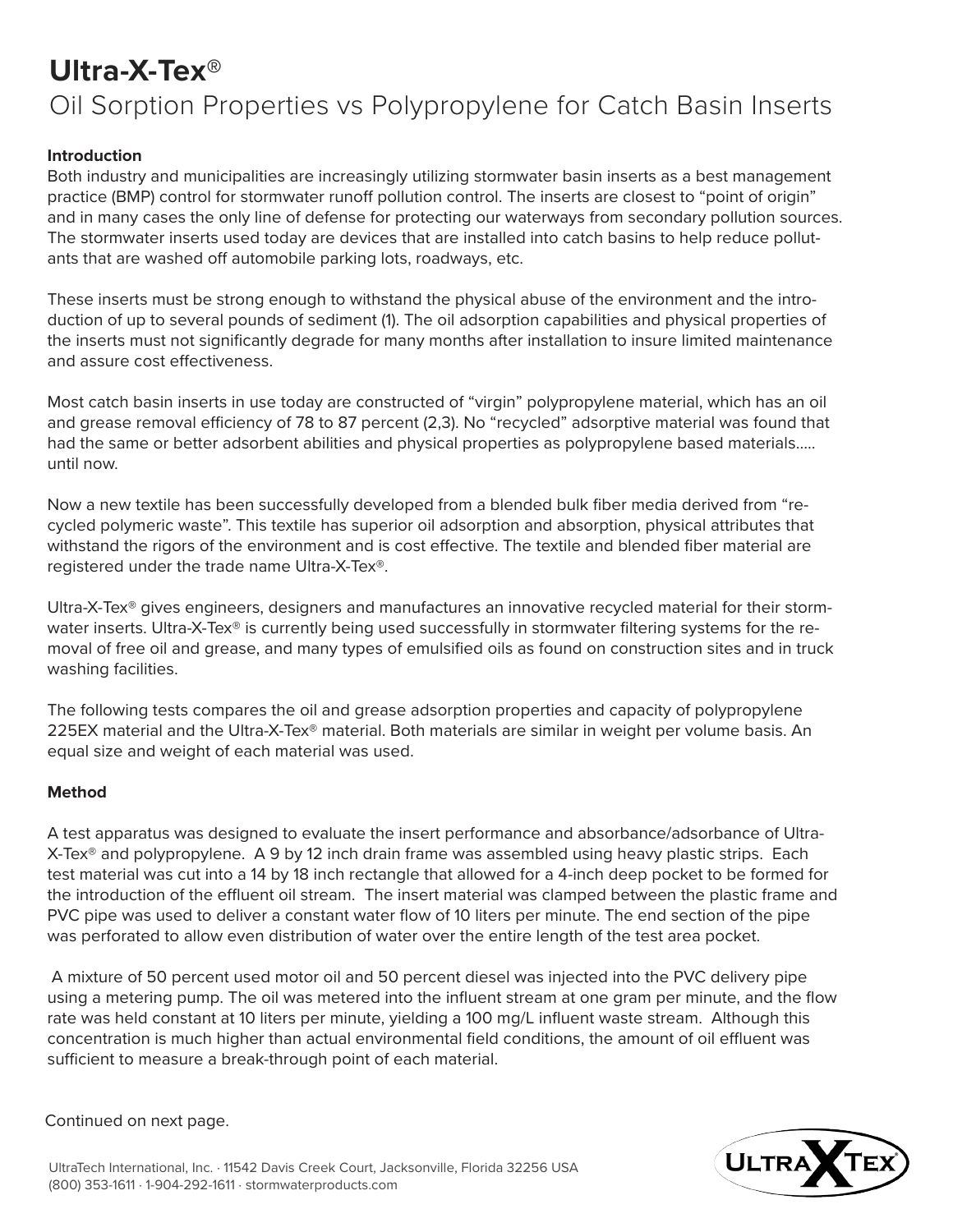# Ultra-X-Tex®

## Oil Sorption Properties vs Polypropylene for Catch Basin Inserts

**Introduction**

Both industry and municipalities are increasingly utilizing stormwater basin inserts as a best management practice (BMP) control for stormwater runoff pollution control. The inserts are closest to "point of origin" and in many cases the only line of defense for protecting our waterways from secondary pollution sources. The stormwater inserts used today are devices that are installed into catch basins to help reduce pollutants that are washed off automobile parking lots, roadways, etc.

These inserts must be strong enough to withstand the physical abuse of the environment and the introduction of up to several pounds of sediment (1). The oil adsorption capabilities and physical properties of the inserts must not significantly degrade for many months after installation to insure limited maintenance and assure cost effectiveness.

Most catch basin inserts in use today are constructed of "virgin" polypropylene material, which has an oil and grease removal efficiency of 78 to 87 percent (2,3). No "recycled" adsorptive material was found that had the same or better adsorbent abilities and physical properties as polypropylene based materials..... until now.

Now a new textile has been successfully developed from a blended bulk fiber media derived from "recycled polymeric waste". This textile has superior oil adsorption and absorption, physical attributes that withstand the rigors of the environment and is cost effective. The textile and blended fiber material are registered under the trade name Ultra-X-Tex®.

Ultra-X-Tex® gives engineers, designers and manufactures an innovative recycled material for their stormwater inserts. Ultra-X-Tex® is currently being used successfully in stormwater filtering systems for the removal of free oil and grease, and many types of emulsified oils as found on construction sites and in truck washing facilities.

The following tests compares the oil and grease adsorption properties and capacity of polypropylene 225EX material and the Ultra-X-Tex® material. Both materials are similar in weight per volume basis. An equal size and weight of each material was used.

**Method**

A test apparatus was designed to evaluate the insert performance and absorbance/adsorbance of Ultra-X-Tex® and polypropylene. A 9 by 12 inch drain frame was assembled using heavy plastic strips. Each test material was cut into a 14 by 18 inch rectangle that allowed for a 4-inch deep pocket to be formed for the introduction of the effluent oil stream. The insert material was clamped between the plastic frame and PVC pipe was used to deliver a constant water flow of 10 liters per minute. The end section of the pipe was perforated to allow even distribution of water over the entire length of the test area pocket.

A mixture of 50 percent used motor oil and 50 percent diesel was injected into the PVC delivery pipe using a metering pump. The oil was metered into the influent stream at one gram per minute, and the flow rate was held constant at 10 liters per minute, yielding a 100 mg/L influent waste stream. Although this concentration is much higher than actual environmental field conditions, the amount of oil effluent was sufficient to measure a break-through point of each material.

Continued on next page.

UltraTech International, Inc. · 11542 Davis Creek Court, Jacksonville, Florida 32256 USA
(800) 353-1611 · 1-904-292-1611 · stormwaterproducts.com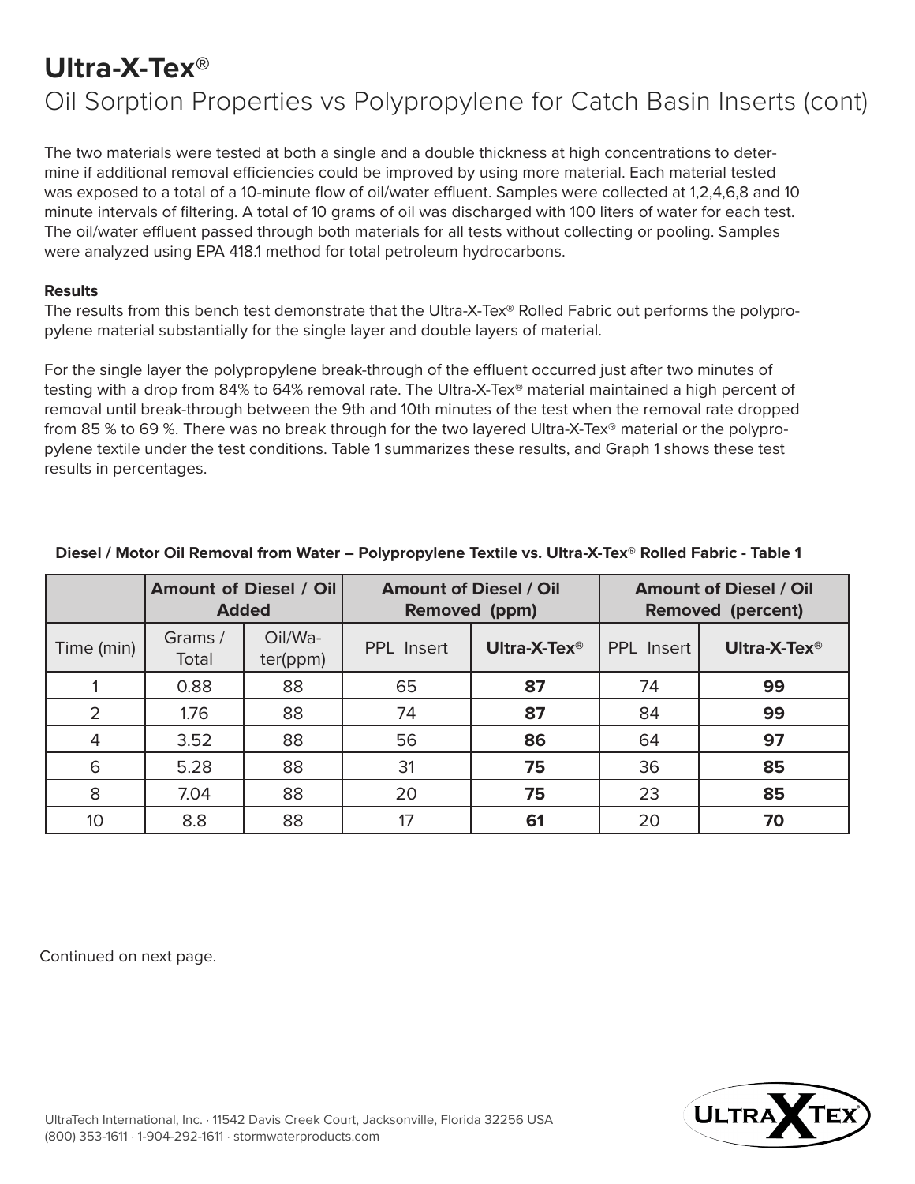# Ultra-X-Tex®

## Oil Sorption Properties vs Polypropylene for Catch Basin Inserts (cont)

The two materials were tested at both a single and a double thickness at high concentrations to determine if additional removal efficiencies could be improved by using more material. Each material tested was exposed to a total of a 10-minute flow of oil/water effluent. Samples were collected at 1,2,4,6,8 and 10 minute intervals of filtering. A total of 10 grams of oil was discharged with 100 liters of water for each test. The oil/water effluent passed through both materials for all tests without collecting or pooling. Samples were analyzed using EPA 418.1 method for total petroleum hydrocarbons.

**Results**

The results from this bench test demonstrate that the Ultra-X-Tex® Rolled Fabric out performs the polypropylene material substantially for the single layer and double layers of material.

For the single layer the polypropylene break-through of the effluent occurred just after two minutes of testing with a drop from 84% to 64% removal rate. The Ultra-X-Tex® material maintained a high percent of removal until break-through between the 9th and 10th minutes of the test when the removal rate dropped from 85 % to 69 %. There was no break through for the two layered Ultra-X-Tex® material or the polypropylene textile under the test conditions. Table 1 summarizes these results, and Graph 1 shows these test results in percentages.

**Diesel / Motor Oil Removal from Water – Polypropylene Textile vs. Ultra-X-Tex® Rolled Fabric - Table 1**

| | **Amount of Diesel / Oil Added** | | **Amount of Diesel / Oil Removed (ppm)** | | **Amount of Diesel / Oil Removed (percent)** | |
|---|---|---|---|---|---|---|
| Time (min) | Grams / Total | Oil/Water(ppm) | PPL Insert | **Ultra-X-Tex®** | PPL Insert | **Ultra-X-Tex®** |
| 1 | 0.88 | 88 | 65 | **87** | 74 | **99** |
| 2 | 1.76 | 88 | 74 | **87** | 84 | **99** |
| 4 | 3.52 | 88 | 56 | **86** | 64 | **97** |
| 6 | 5.28 | 88 | 31 | **75** | 36 | **85** |
| 8 | 7.04 | 88 | 20 | **75** | 23 | **85** |
| 10 | 8.8 | 88 | 17 | **61** | 20 | **70** |

Continued on next page.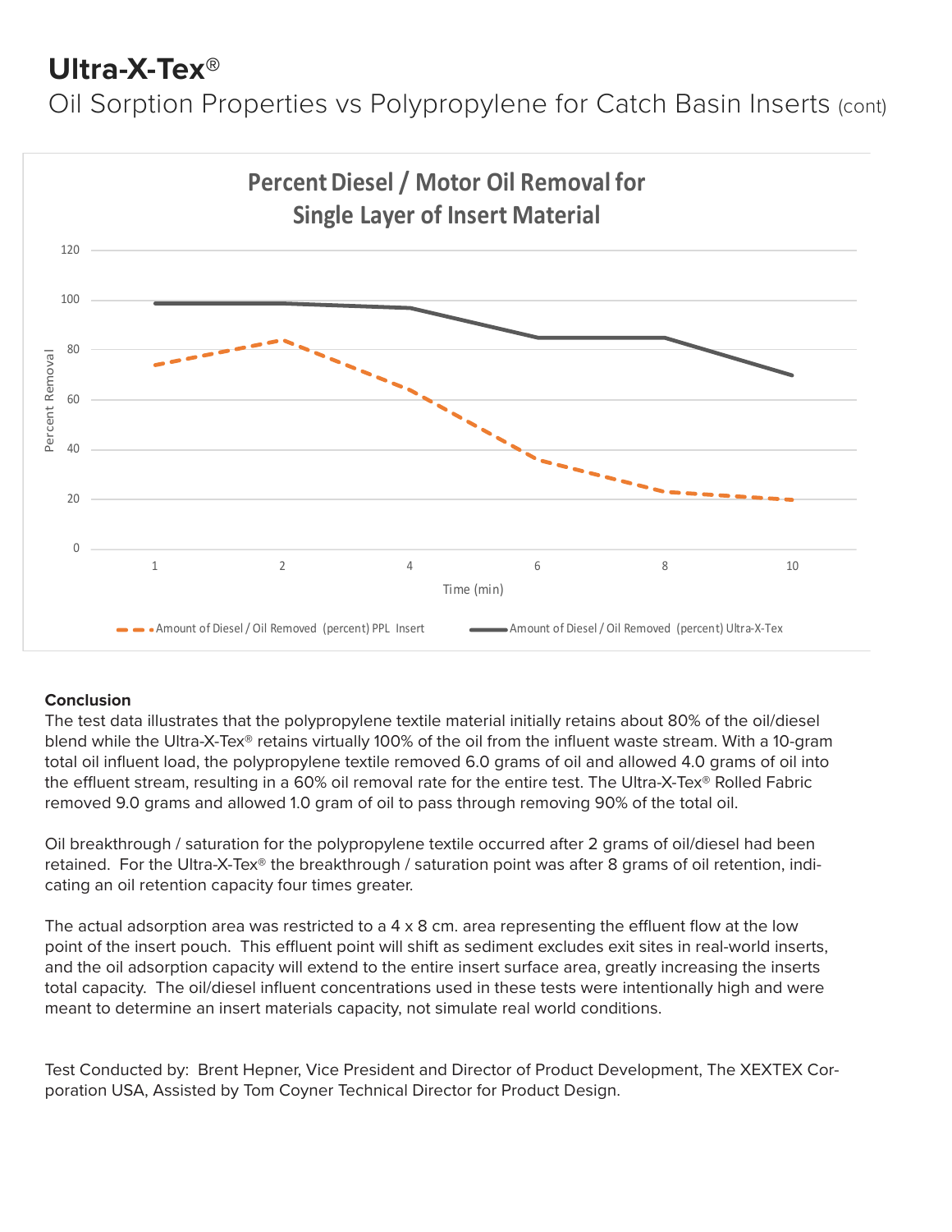# Ultra-X-Tex®

## Oil Sorption Properties vs Polypropylene for Catch Basin Inserts (cont)

**Percent Diesel / Motor Oil Removal for Single Layer of Insert Material**

| Time (min) | Amount of Diesel / Oil Removed (percent) PPL Insert | Amount of Diesel / Oil Removed (percent) Ultra-X-Tex |
|---|---|---|
| 1 | 74 | 99 |
| 2 | 84 | 99 |
| 4 | 64 | 97 |
| 6 | 36 | 85 |
| 8 | 23 | 85 |
| 10 | 20 | 70 |

**Conclusion**

The test data illustrates that the polypropylene textile material initially retains about 80% of the oil/diesel blend while the Ultra-X-Tex® retains virtually 100% of the oil from the influent waste stream. With a 10-gram total oil influent load, the polypropylene textile removed 6.0 grams of oil and allowed 4.0 grams of oil into the effluent stream, resulting in a 60% oil removal rate for the entire test. The Ultra-X-Tex® Rolled Fabric removed 9.0 grams and allowed 1.0 gram of oil to pass through removing 90% of the total oil.

Oil breakthrough / saturation for the polypropylene textile occurred after 2 grams of oil/diesel had been retained. For the Ultra-X-Tex® the breakthrough / saturation point was after 8 grams of oil retention, indicating an oil retention capacity four times greater.

The actual adsorption area was restricted to a 4 x 8 cm. area representing the effluent flow at the low point of the insert pouch. This effluent point will shift as sediment excludes exit sites in real-world inserts, and the oil adsorption capacity will extend to the entire insert surface area, greatly increasing the inserts total capacity. The oil/diesel influent concentrations used in these tests were intentionally high and were meant to determine an insert materials capacity, not simulate real world conditions.

Test Conducted by: Brent Hepner, Vice President and Director of Product Development, The XEXTEX Corporation USA, Assisted by Tom Coyner Technical Director for Product Design.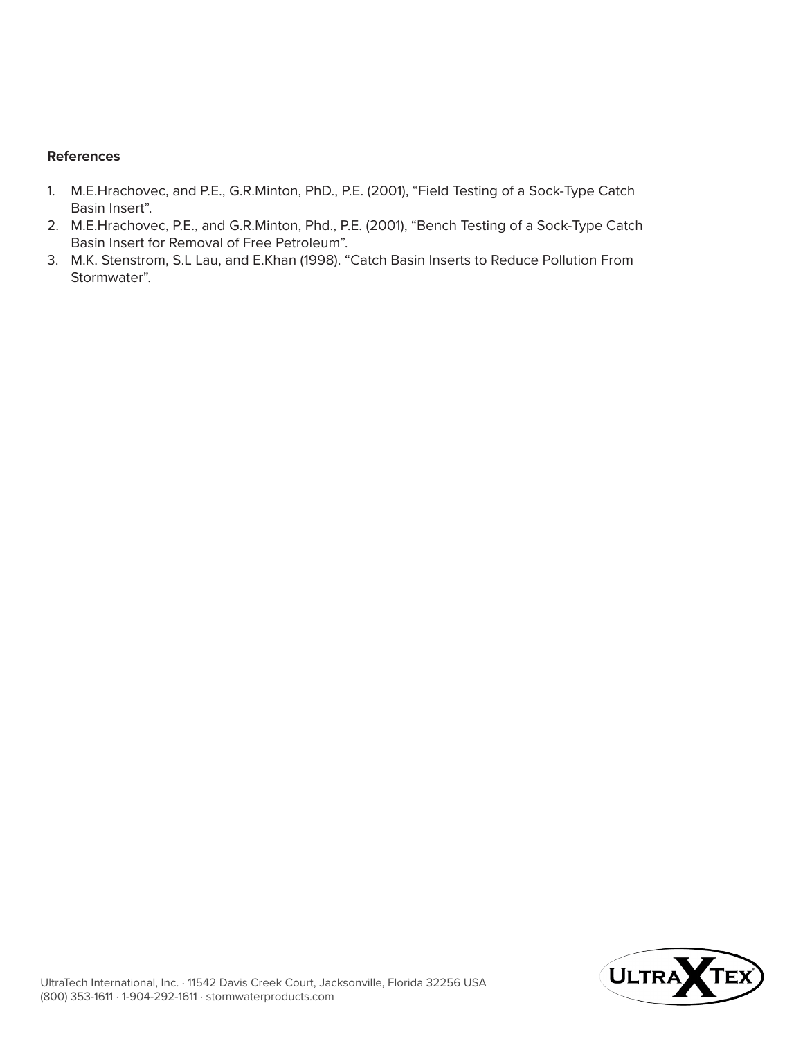**References**

1. M.E.Hrachovec, and P.E., G.R.Minton, PhD., P.E. (2001), “Field Testing of a Sock-Type Catch Basin Insert”.
2. M.E.Hrachovec, P.E., and G.R.Minton, Phd., P.E. (2001), “Bench Testing of a Sock-Type Catch Basin Insert for Removal of Free Petroleum”.
3. M.K. Stenstrom, S.L Lau, and E.Khan (1998). “Catch Basin Inserts to Reduce Pollution From Stormwater”.

UltraTech International, Inc. · 11542 Davis Creek Court, Jacksonville, Florida 32256 USA
(800) 353-1611 · 1-904-292-1611 · stormwaterproducts.com